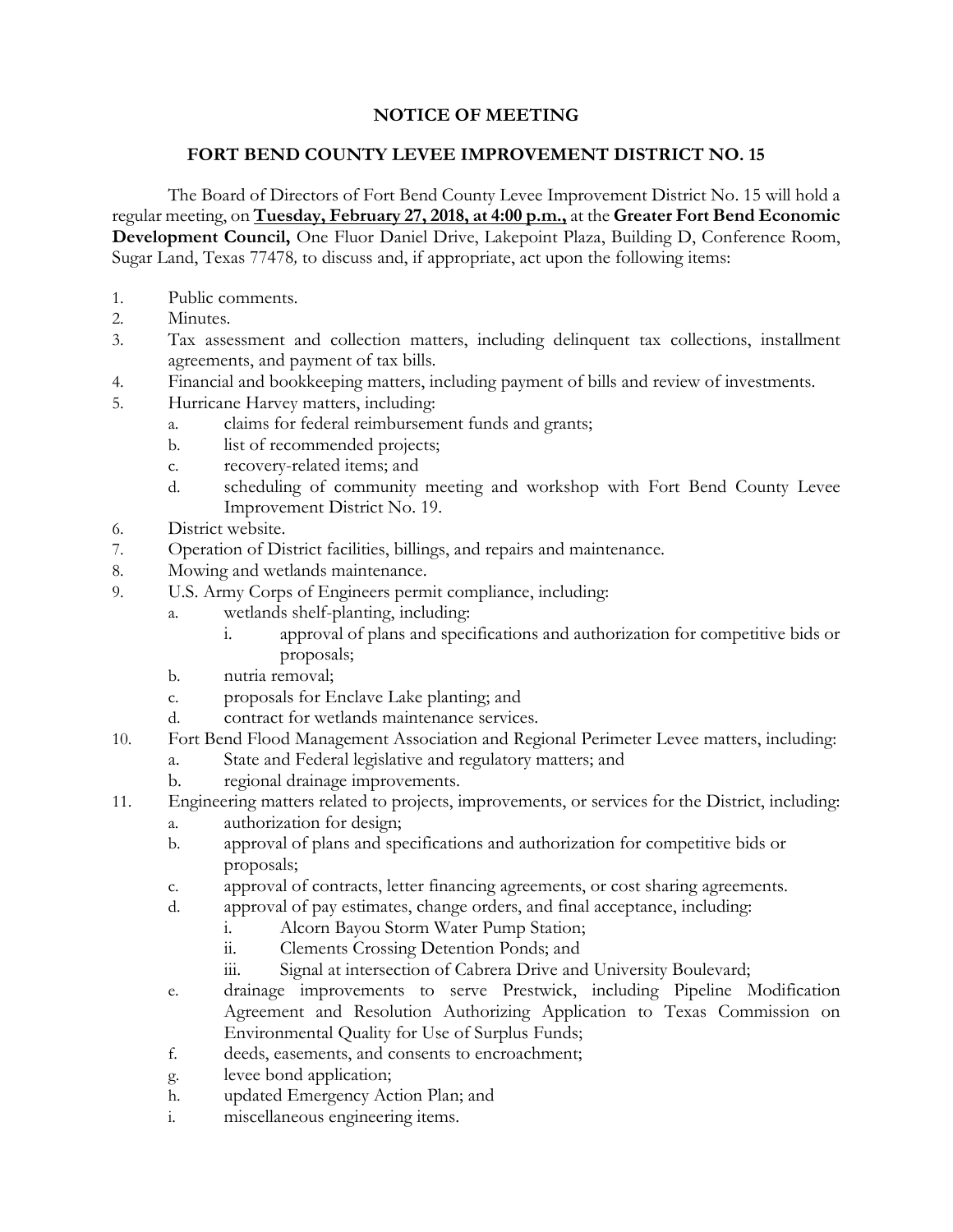# NOTICE OF MEETING

## FORT BEND COUNTY LEVEE IMPROVEMENT DISTRICT NO. 15

The Board of Directors of Fort Bend County Levee Improvement District No. 15 will hold a regular meeting, on **Tuesday, February 27, 2018, at 4:00 p.m.,** at the **Greater Fort Bend Economic Development Council,** One Fluor Daniel Drive, Lakepoint Plaza, Building D, Conference Room, Sugar Land, Texas 77478*,* to discuss and, if appropriate, act upon the following items:

1. Public comments.
2. Minutes.
3. Tax assessment and collection matters, including delinquent tax collections, installment agreements, and payment of tax bills.
4. Financial and bookkeeping matters, including payment of bills and review of investments.
5. Hurricane Harvey matters, including:
   a. claims for federal reimbursement funds and grants;
   b. list of recommended projects;
   c. recovery-related items; and
   d. scheduling of community meeting and workshop with Fort Bend County Levee Improvement District No. 19.
6. District website.
7. Operation of District facilities, billings, and repairs and maintenance.
8. Mowing and wetlands maintenance.
9. U.S. Army Corps of Engineers permit compliance, including:
   a. wetlands shelf-planting, including:
      i. approval of plans and specifications and authorization for competitive bids or proposals;
   b. nutria removal;
   c. proposals for Enclave Lake planting; and
   d. contract for wetlands maintenance services.
10. Fort Bend Flood Management Association and Regional Perimeter Levee matters, including:
    a. State and Federal legislative and regulatory matters; and
    b. regional drainage improvements.
11. Engineering matters related to projects, improvements, or services for the District, including:
    a. authorization for design;
    b. approval of plans and specifications and authorization for competitive bids or proposals;
    c. approval of contracts, letter financing agreements, or cost sharing agreements.
    d. approval of pay estimates, change orders, and final acceptance, including:
       i. Alcorn Bayou Storm Water Pump Station;
       ii. Clements Crossing Detention Ponds; and
       iii. Signal at intersection of Cabrera Drive and University Boulevard;
    e. drainage improvements to serve Prestwick, including Pipeline Modification Agreement and Resolution Authorizing Application to Texas Commission on Environmental Quality for Use of Surplus Funds;
    f. deeds, easements, and consents to encroachment;
    g. levee bond application;
    h. updated Emergency Action Plan; and
    i. miscellaneous engineering items.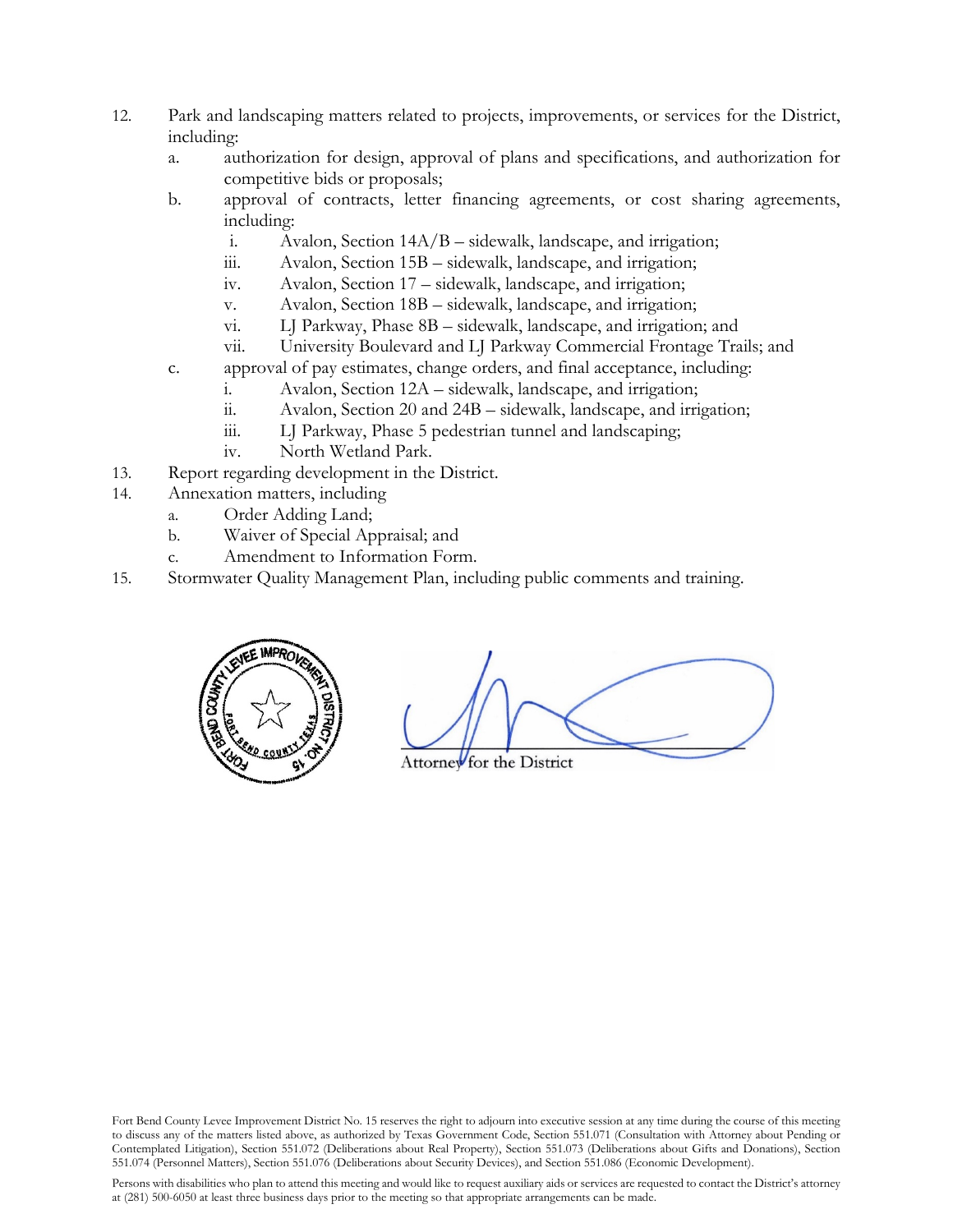12. Park and landscaping matters related to projects, improvements, or services for the District, including:
    a. authorization for design, approval of plans and specifications, and authorization for competitive bids or proposals;
    b. approval of contracts, letter financing agreements, or cost sharing agreements, including:
        i. Avalon, Section 14A/B – sidewalk, landscape, and irrigation;
        iii. Avalon, Section 15B – sidewalk, landscape, and irrigation;
        iv. Avalon, Section 17 – sidewalk, landscape, and irrigation;
        v. Avalon, Section 18B – sidewalk, landscape, and irrigation;
        vi. LJ Parkway, Phase 8B – sidewalk, landscape, and irrigation; and
        vii. University Boulevard and LJ Parkway Commercial Frontage Trails; and
    c. approval of pay estimates, change orders, and final acceptance, including:
        i. Avalon, Section 12A – sidewalk, landscape, and irrigation;
        ii. Avalon, Section 20 and 24B – sidewalk, landscape, and irrigation;
        iii. LJ Parkway, Phase 5 pedestrian tunnel and landscaping;
        iv. North Wetland Park.
13. Report regarding development in the District.
14. Annexation matters, including
    a. Order Adding Land;
    b. Waiver of Special Appraisal; and
    c. Amendment to Information Form.
15. Stormwater Quality Management Plan, including public comments and training.

FORT BEND COUNTY LEVEE IMPROVEMENT DISTRICT NO. 15 — FORT BEND COUNTY TEXAS

Attorney for the District

Fort Bend County Levee Improvement District No. 15 reserves the right to adjourn into executive session at any time during the course of this meeting to discuss any of the matters listed above, as authorized by Texas Government Code, Section 551.071 (Consultation with Attorney about Pending or Contemplated Litigation), Section 551.072 (Deliberations about Real Property), Section 551.073 (Deliberations about Gifts and Donations), Section 551.074 (Personnel Matters), Section 551.076 (Deliberations about Security Devices), and Section 551.086 (Economic Development).

Persons with disabilities who plan to attend this meeting and would like to request auxiliary aids or services are requested to contact the District's attorney at (281) 500-6050 at least three business days prior to the meeting so that appropriate arrangements can be made.